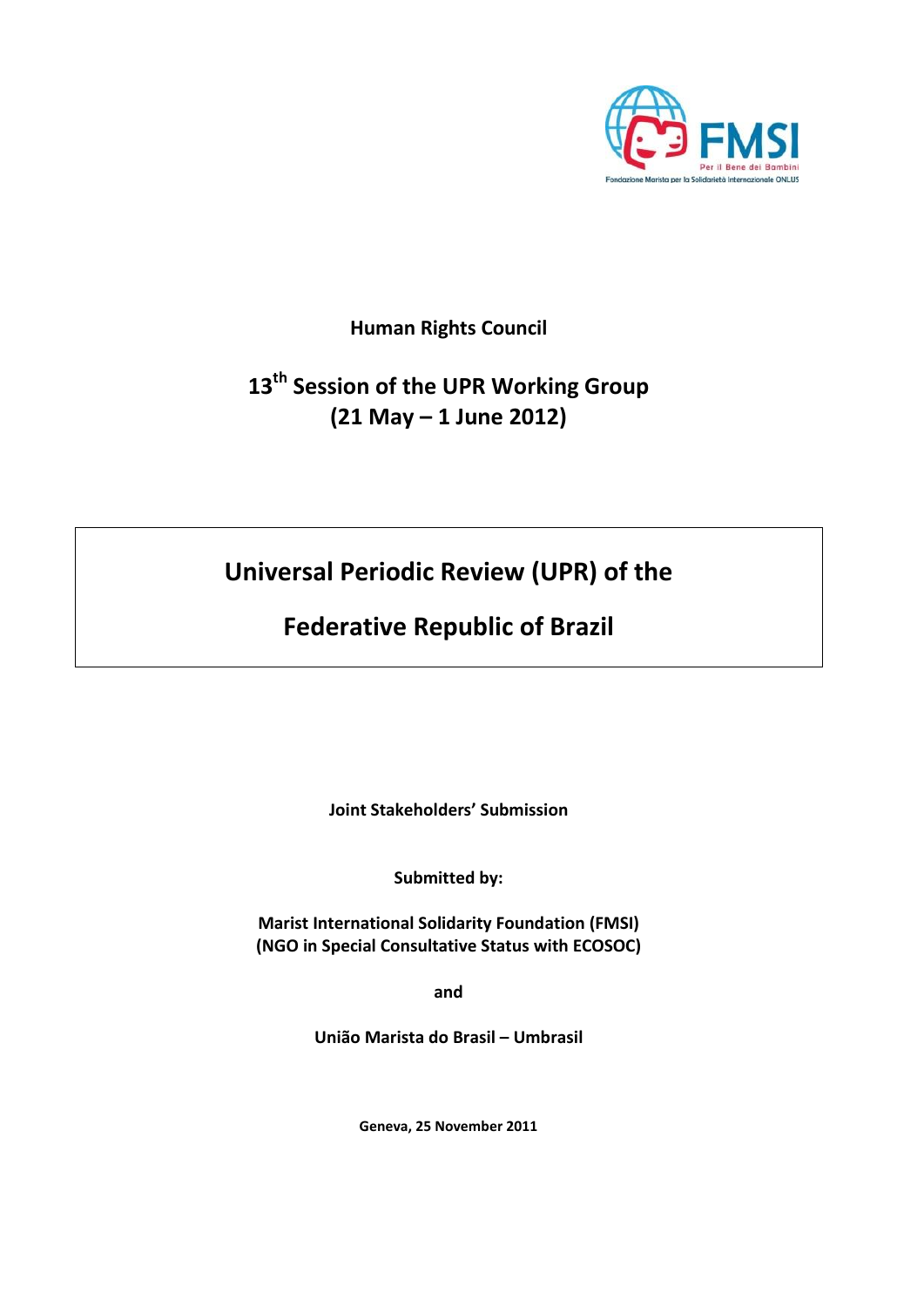FMSI

Per il Bene dei Bambini

Fondazione Marista per la Solidarietà Internazionale ONLUS

**Human Rights Council**

**13th Session of the UPR Working Group**
**(21 May – 1 June 2012)**

# Universal Periodic Review (UPR) of the Federative Republic of Brazil

**Joint Stakeholders' Submission**

**Submitted by:**

**Marist International Solidarity Foundation (FMSI)**
**(NGO in Special Consultative Status with ECOSOC)**

**and**

**União Marista do Brasil – Umbrasil**

**Geneva, 25 November 2011**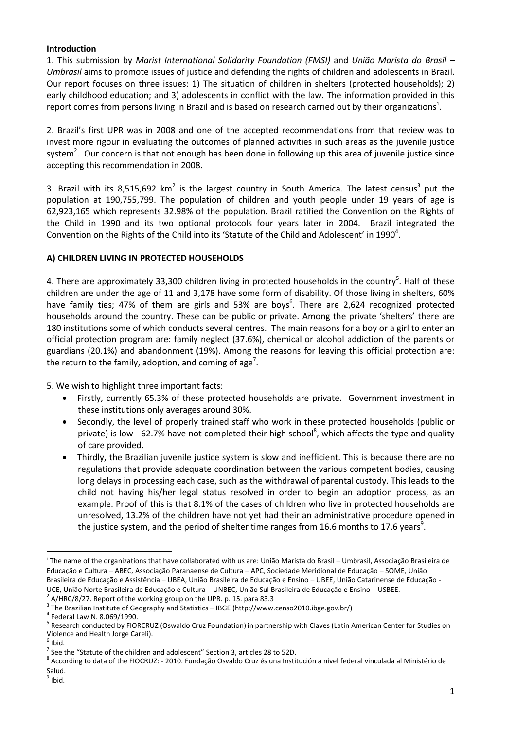**Introduction**

1. This submission by *Marist International Solidarity Foundation (FMSI)* and *União Marista do Brasil – Umbrasil* aims to promote issues of justice and defending the rights of children and adolescents in Brazil. Our report focuses on three issues: 1) The situation of children in shelters (protected households); 2) early childhood education; and 3) adolescents in conflict with the law. The information provided in this report comes from persons living in Brazil and is based on research carried out by their organizations[1].

2. Brazil's first UPR was in 2008 and one of the accepted recommendations from that review was to invest more rigour in evaluating the outcomes of planned activities in such areas as the juvenile justice system[2]. Our concern is that not enough has been done in following up this area of juvenile justice since accepting this recommendation in 2008.

3. Brazil with its 8,515,692 km$^2$ is the largest country in South America. The latest census[3] put the population at 190,755,799. The population of children and youth people under 19 years of age is 62,923,165 which represents 32.98% of the population. Brazil ratified the Convention on the Rights of the Child in 1990 and its two optional protocols four years later in 2004. Brazil integrated the Convention on the Rights of the Child into its 'Statute of the Child and Adolescent' in 1990[4].

**A) CHILDREN LIVING IN PROTECTED HOUSEHOLDS**

4. There are approximately 33,300 children living in protected households in the country[5]. Half of these children are under the age of 11 and 3,178 have some form of disability. Of those living in shelters, 60% have family ties; 47% of them are girls and 53% are boys[6]. There are 2,624 recognized protected households around the country. These can be public or private. Among the private 'shelters' there are 180 institutions some of which conducts several centres. The main reasons for a boy or a girl to enter an official protection program are: family neglect (37.6%), chemical or alcohol addiction of the parents or guardians (20.1%) and abandonment (19%). Among the reasons for leaving this official protection are: the return to the family, adoption, and coming of age[7].

5. We wish to highlight three important facts:

- Firstly, currently 65.3% of these protected households are private. Government investment in these institutions only averages around 30%.
- Secondly, the level of properly trained staff who work in these protected households (public or private) is low - 62.7% have not completed their high school[8], which affects the type and quality of care provided.
- Thirdly, the Brazilian juvenile justice system is slow and inefficient. This is because there are no regulations that provide adequate coordination between the various competent bodies, causing long delays in processing each case, such as the withdrawal of parental custody. This leads to the child not having his/her legal status resolved in order to begin an adoption process, as an example. Proof of this is that 8.1% of the cases of children who live in protected households are unresolved, 13.2% of the children have not yet had their an administrative procedure opened in the justice system, and the period of shelter time ranges from 16.6 months to 17.6 years[9].

---

[1] The name of the organizations that have collaborated with us are: União Marista do Brasil – Umbrasil, Associação Brasileira de Educação e Cultura – ABEC, Associação Paranaense de Cultura – APC, Sociedade Meridional de Educação – SOME, União Brasileira de Educação e Assistência – UBEA, União Brasileira de Educação e Ensino – UBEE, União Catarinense de Educação - UCE, União Norte Brasileira de Educação e Cultura – UNBEC, União Sul Brasileira de Educação e Ensino – USBEE.

[2] A/HRC/8/27. Report of the working group on the UPR. p. 15. para 83.3

[3] The Brazilian Institute of Geography and Statistics – IBGE (http://www.censo2010.ibge.gov.br/)

[4] Federal Law N. 8.069/1990.

[5] Research conducted by FIORCRUZ (Oswaldo Cruz Foundation) in partnership with Claves (Latin American Center for Studies on Violence and Health Jorge Careli).

[6] Ibid.

[7] See the "Statute of the children and adolescent" Section 3, articles 28 to 52D.

[8] According to data of the FIOCRUZ: - 2010. Fundação Osvaldo Cruz és una Institución a nível federal vinculada al Ministério de Salud.

[9] Ibid.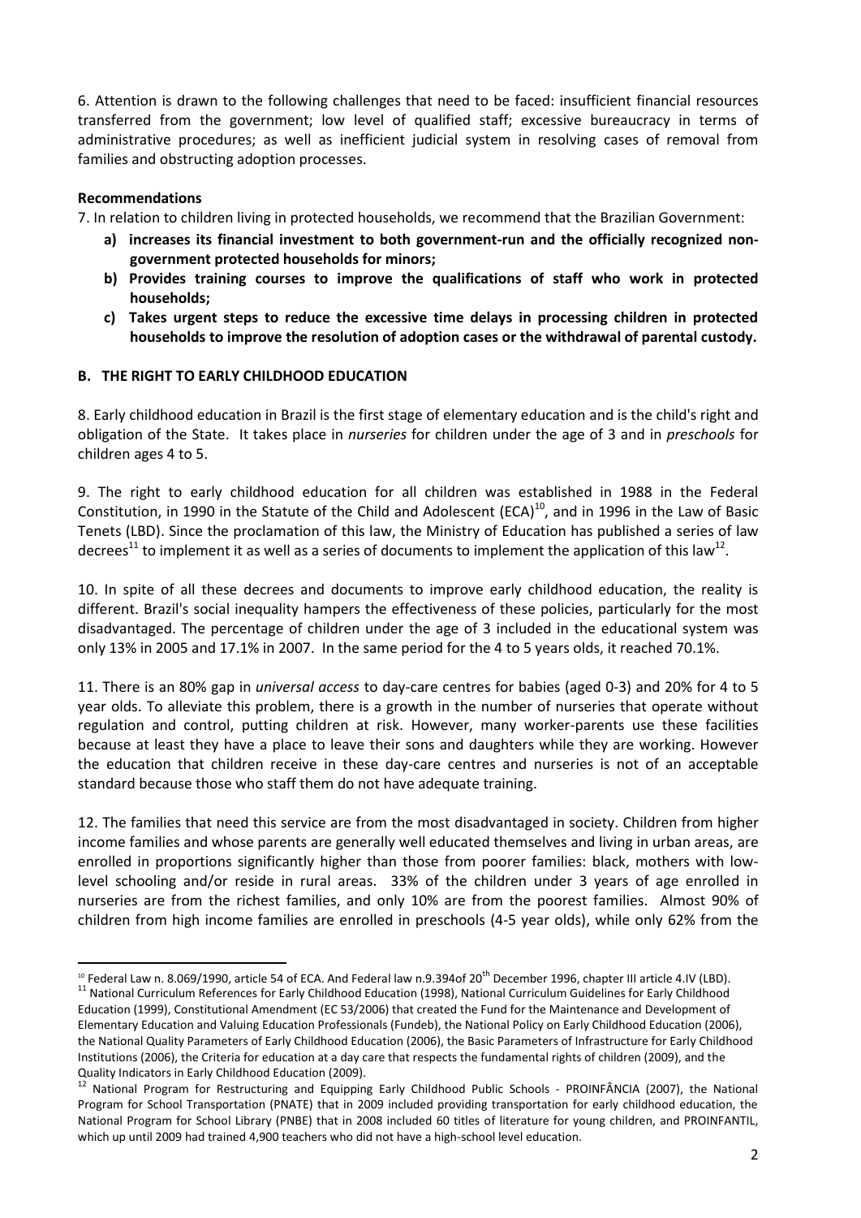6. Attention is drawn to the following challenges that need to be faced: insufficient financial resources transferred from the government; low level of qualified staff; excessive bureaucracy in terms of administrative procedures; as well as inefficient judicial system in resolving cases of removal from families and obstructing adoption processes.

**Recommendations**

7. In relation to children living in protected households, we recommend that the Brazilian Government:

a) **increases its financial investment to both government-run and the officially recognized non-government protected households for minors;**
b) **Provides training courses to improve the qualifications of staff who work in protected households;**
c) **Takes urgent steps to reduce the excessive time delays in processing children in protected households to improve the resolution of adoption cases or the withdrawal of parental custody.**

## B. THE RIGHT TO EARLY CHILDHOOD EDUCATION

8. Early childhood education in Brazil is the first stage of elementary education and is the child's right and obligation of the State. It takes place in *nurseries* for children under the age of 3 and in *preschools* for children ages 4 to 5.

9. The right to early childhood education for all children was established in 1988 in the Federal Constitution, in 1990 in the Statute of the Child and Adolescent (ECA)[10], and in 1996 in the Law of Basic Tenets (LBD). Since the proclamation of this law, the Ministry of Education has published a series of law decrees[11] to implement it as well as a series of documents to implement the application of this law[12].

10. In spite of all these decrees and documents to improve early childhood education, the reality is different. Brazil's social inequality hampers the effectiveness of these policies, particularly for the most disadvantaged. The percentage of children under the age of 3 included in the educational system was only 13% in 2005 and 17.1% in 2007. In the same period for the 4 to 5 years olds, it reached 70.1%.

11. There is an 80% gap in *universal access* to day-care centres for babies (aged 0-3) and 20% for 4 to 5 year olds. To alleviate this problem, there is a growth in the number of nurseries that operate without regulation and control, putting children at risk. However, many worker-parents use these facilities because at least they have a place to leave their sons and daughters while they are working. However the education that children receive in these day-care centres and nurseries is not of an acceptable standard because those who staff them do not have adequate training.

12. The families that need this service are from the most disadvantaged in society. Children from higher income families and whose parents are generally well educated themselves and living in urban areas, are enrolled in proportions significantly higher than those from poorer families: black, mothers with low-level schooling and/or reside in rural areas. 33% of the children under 3 years of age enrolled in nurseries are from the richest families, and only 10% are from the poorest families. Almost 90% of children from high income families are enrolled in preschools (4-5 year olds), while only 62% from the

---

[10] Federal Law n. 8.069/1990, article 54 of ECA. And Federal law n.9.394of 20th December 1996, chapter III article 4.IV (LBD).

[11] National Curriculum References for Early Childhood Education (1998), National Curriculum Guidelines for Early Childhood Education (1999), Constitutional Amendment (EC 53/2006) that created the Fund for the Maintenance and Development of Elementary Education and Valuing Education Professionals (Fundeb), the National Policy on Early Childhood Education (2006), the National Quality Parameters of Early Childhood Education (2006), the Basic Parameters of Infrastructure for Early Childhood Institutions (2006), the Criteria for education at a day care that respects the fundamental rights of children (2009), and the Quality Indicators in Early Childhood Education (2009).

[12] National Program for Restructuring and Equipping Early Childhood Public Schools - PROINFÂNCIA (2007), the National Program for School Transportation (PNATE) that in 2009 included providing transportation for early childhood education, the National Program for School Library (PNBE) that in 2008 included 60 titles of literature for young children, and PROINFANTIL, which up until 2009 had trained 4,900 teachers who did not have a high-school level education.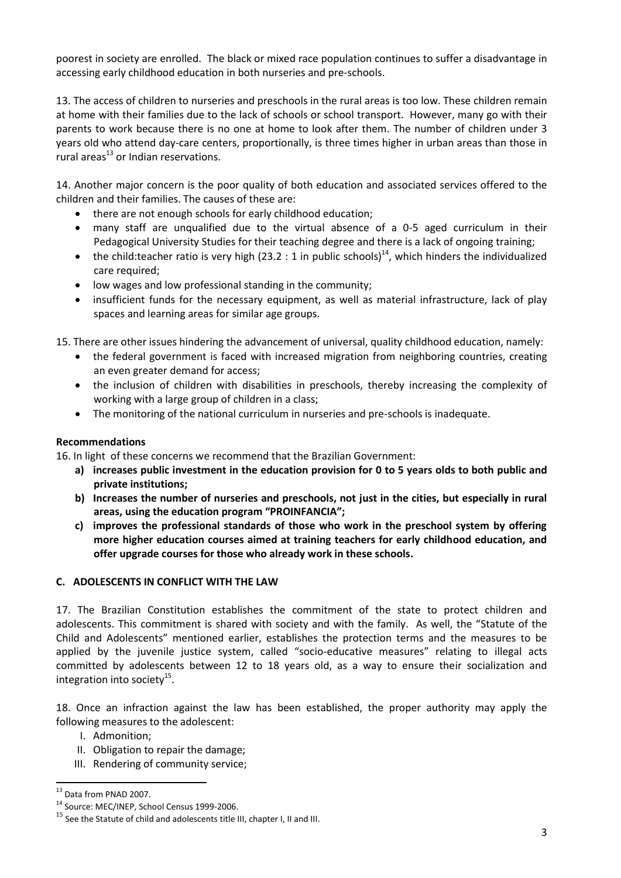poorest in society are enrolled. The black or mixed race population continues to suffer a disadvantage in accessing early childhood education in both nurseries and pre-schools.

13. The access of children to nurseries and preschools in the rural areas is too low. These children remain at home with their families due to the lack of schools or school transport. However, many go with their parents to work because there is no one at home to look after them. The number of children under 3 years old who attend day-care centers, proportionally, is three times higher in urban areas than those in rural areas[13] or Indian reservations.

14. Another major concern is the poor quality of both education and associated services offered to the children and their families. The causes of these are:

- there are not enough schools for early childhood education;
- many staff are unqualified due to the virtual absence of a 0-5 aged curriculum in their Pedagogical University Studies for their teaching degree and there is a lack of ongoing training;
- the child:teacher ratio is very high (23.2 : 1 in public schools)[14], which hinders the individualized care required;
- low wages and low professional standing in the community;
- insufficient funds for the necessary equipment, as well as material infrastructure, lack of play spaces and learning areas for similar age groups.

15. There are other issues hindering the advancement of universal, quality childhood education, namely:

- the federal government is faced with increased migration from neighboring countries, creating an even greater demand for access;
- the inclusion of children with disabilities in preschools, thereby increasing the complexity of working with a large group of children in a class;
- The monitoring of the national curriculum in nurseries and pre-schools is inadequate.

**Recommendations**

16. In light of these concerns we recommend that the Brazilian Government:

- **a) increases public investment in the education provision for 0 to 5 years olds to both public and private institutions;**
- **b) Increases the number of nurseries and preschools, not just in the cities, but especially in rural areas, using the education program "PROINFANCIA";**
- **c) improves the professional standards of those who work in the preschool system by offering more higher education courses aimed at training teachers for early childhood education, and offer upgrade courses for those who already work in these schools.**

## C. ADOLESCENTS IN CONFLICT WITH THE LAW

17. The Brazilian Constitution establishes the commitment of the state to protect children and adolescents. This commitment is shared with society and with the family. As well, the "Statute of the Child and Adolescents" mentioned earlier, establishes the protection terms and the measures to be applied by the juvenile justice system, called "socio-educative measures" relating to illegal acts committed by adolescents between 12 to 18 years old, as a way to ensure their socialization and integration into society[15].

18. Once an infraction against the law has been established, the proper authority may apply the following measures to the adolescent:

I. Admonition;
II. Obligation to repair the damage;
III. Rendering of community service;

---

[13] Data from PNAD 2007.

[14] Source: MEC/INEP, School Census 1999-2006.

[15] See the Statute of child and adolescents title III, chapter I, II and III.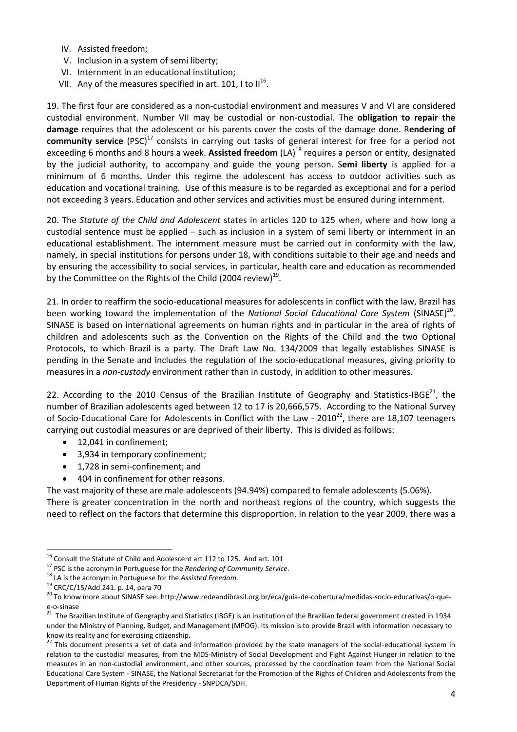IV. Assisted freedom;
V. Inclusion in a system of semi liberty;
VI. Internment in an educational institution;
VII. Any of the measures specified in art. 101, I to II[16].

19. The first four are considered as a non-custodial environment and measures V and VI are considered custodial environment. Number VII may be custodial or non-custodial. The **obligation to repair the damage** requires that the adolescent or his parents cover the costs of the damage done. R**endering of community service** (PSC)[17] consists in carrying out tasks of general interest for free for a period not exceeding 6 months and 8 hours a week. **Assisted freedom** (LA)[18] requires a person or entity, designated by the judicial authority, to accompany and guide the young person. S**emi liberty** is applied for a minimum of 6 months. Under this regime the adolescent has access to outdoor activities such as education and vocational training. Use of this measure is to be regarded as exceptional and for a period not exceeding 3 years. Education and other services and activities must be ensured during internment.

20. The *Statute of the Child and Adolescent* states in articles 120 to 125 when, where and how long a custodial sentence must be applied – such as inclusion in a system of semi liberty or internment in an educational establishment. The internment measure must be carried out in conformity with the law, namely, in special institutions for persons under 18, with conditions suitable to their age and needs and by ensuring the accessibility to social services, in particular, health care and education as recommended by the Committee on the Rights of the Child (2004 review)[19].

21. In order to reaffirm the socio-educational measures for adolescents in conflict with the law, Brazil has been working toward the implementation of the *National Social Educational Care System* (SINASE)[20]. SINASE is based on international agreements on human rights and in particular in the area of rights of children and adolescents such as the Convention on the Rights of the Child and the two Optional Protocols, to which Brazil is a party. The Draft Law No. 134/2009 that legally establishes SINASE is pending in the Senate and includes the regulation of the socio-educational measures, giving priority to measures in a *non-custody* environment rather than in custody, in addition to other measures.

22. According to the 2010 Census of the Brazilian Institute of Geography and Statistics-IBGE[21], the number of Brazilian adolescents aged between 12 to 17 is 20,666,575. According to the National Survey of Socio-Educational Care for Adolescents in Conflict with the Law - 2010[22], there are 18,107 teenagers carrying out custodial measures or are deprived of their liberty. This is divided as follows:

- 12,041 in confinement;
- 3,934 in temporary confinement;
- 1,728 in semi-confinement; and
- 404 in confinement for other reasons.

The vast majority of these are male adolescents (94.94%) compared to female adolescents (5.06%). There is greater concentration in the north and northeast regions of the country, which suggests the need to reflect on the factors that determine this disproportion. In relation to the year 2009, there was a

---

[16] Consult the Statute of Child and Adolescent art 112 to 125. And art. 101

[17] PSC is the acronym in Portuguese for the *Rendering of Community Service*.

[18] LA is the acronym in Portuguese for the *Assisted Freedom*.

[19] CRC/C/15/Add.241. p. 14, para 70

[20] To know more about SINASE see: http://www.redeandibrasil.org.br/eca/guia-de-cobertura/medidas-socio-educativas/o-que-e-o-sinase

[21] The Brazilian Institute of Geography and Statistics (IBGE) is an institution of the Brazilian federal government created in 1934 under the Ministry of Planning, Budget, and Management (MPOG). Its mission is to provide Brazil with information necessary to know its reality and for exercising citizenship.

[22] This document presents a set of data and information provided by the state managers of the social-educational system in relation to the custodial measures, from the MDS-Ministry of Social Development and Fight Against Hunger in relation to the measures in an non-custodial environment, and other sources, processed by the coordination team from the National Social Educational Care System - SINASE, the National Secretariat for the Promotion of the Rights of Children and Adolescents from the Department of Human Rights of the Presidency - SNPDCA/SDH.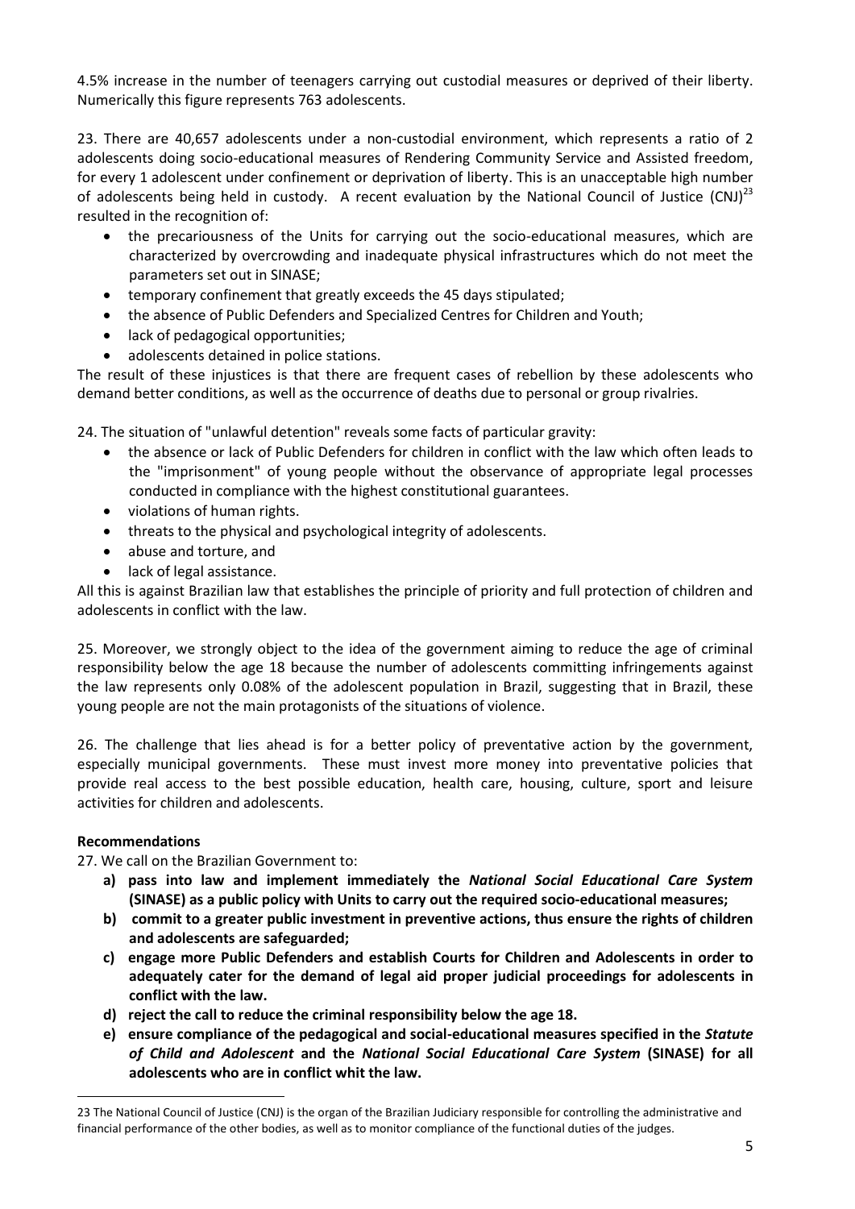4.5% increase in the number of teenagers carrying out custodial measures or deprived of their liberty. Numerically this figure represents 763 adolescents.

23. There are 40,657 adolescents under a non-custodial environment, which represents a ratio of 2 adolescents doing socio-educational measures of Rendering Community Service and Assisted freedom, for every 1 adolescent under confinement or deprivation of liberty. This is an unacceptable high number of adolescents being held in custody. A recent evaluation by the National Council of Justice (CNJ)[23] resulted in the recognition of:

- the precariousness of the Units for carrying out the socio-educational measures, which are characterized by overcrowding and inadequate physical infrastructures which do not meet the parameters set out in SINASE;
- temporary confinement that greatly exceeds the 45 days stipulated;
- the absence of Public Defenders and Specialized Centres for Children and Youth;
- lack of pedagogical opportunities;
- adolescents detained in police stations.

The result of these injustices is that there are frequent cases of rebellion by these adolescents who demand better conditions, as well as the occurrence of deaths due to personal or group rivalries.

24. The situation of "unlawful detention" reveals some facts of particular gravity:

- the absence or lack of Public Defenders for children in conflict with the law which often leads to the "imprisonment" of young people without the observance of appropriate legal processes conducted in compliance with the highest constitutional guarantees.
- violations of human rights.
- threats to the physical and psychological integrity of adolescents.
- abuse and torture, and
- lack of legal assistance.

All this is against Brazilian law that establishes the principle of priority and full protection of children and adolescents in conflict with the law.

25. Moreover, we strongly object to the idea of the government aiming to reduce the age of criminal responsibility below the age 18 because the number of adolescents committing infringements against the law represents only 0.08% of the adolescent population in Brazil, suggesting that in Brazil, these young people are not the main protagonists of the situations of violence.

26. The challenge that lies ahead is for a better policy of preventative action by the government, especially municipal governments. These must invest more money into preventative policies that provide real access to the best possible education, health care, housing, culture, sport and leisure activities for children and adolescents.

**Recommendations**

27. We call on the Brazilian Government to:

**a) pass into law and implement immediately the *National Social Educational Care System* (SINASE) as a public policy with Units to carry out the required socio-educational measures;**

**b) commit to a greater public investment in preventive actions, thus ensure the rights of children and adolescents are safeguarded;**

**c) engage more Public Defenders and establish Courts for Children and Adolescents in order to adequately cater for the demand of legal aid proper judicial proceedings for adolescents in conflict with the law.**

**d) reject the call to reduce the criminal responsibility below the age 18.**

**e) ensure compliance of the pedagogical and social-educational measures specified in the *Statute of Child and Adolescent* and the *National Social Educational Care System* (SINASE) for all adolescents who are in conflict whit the law.**

---

23 The National Council of Justice (CNJ) is the organ of the Brazilian Judiciary responsible for controlling the administrative and financial performance of the other bodies, as well as to monitor compliance of the functional duties of the judges.